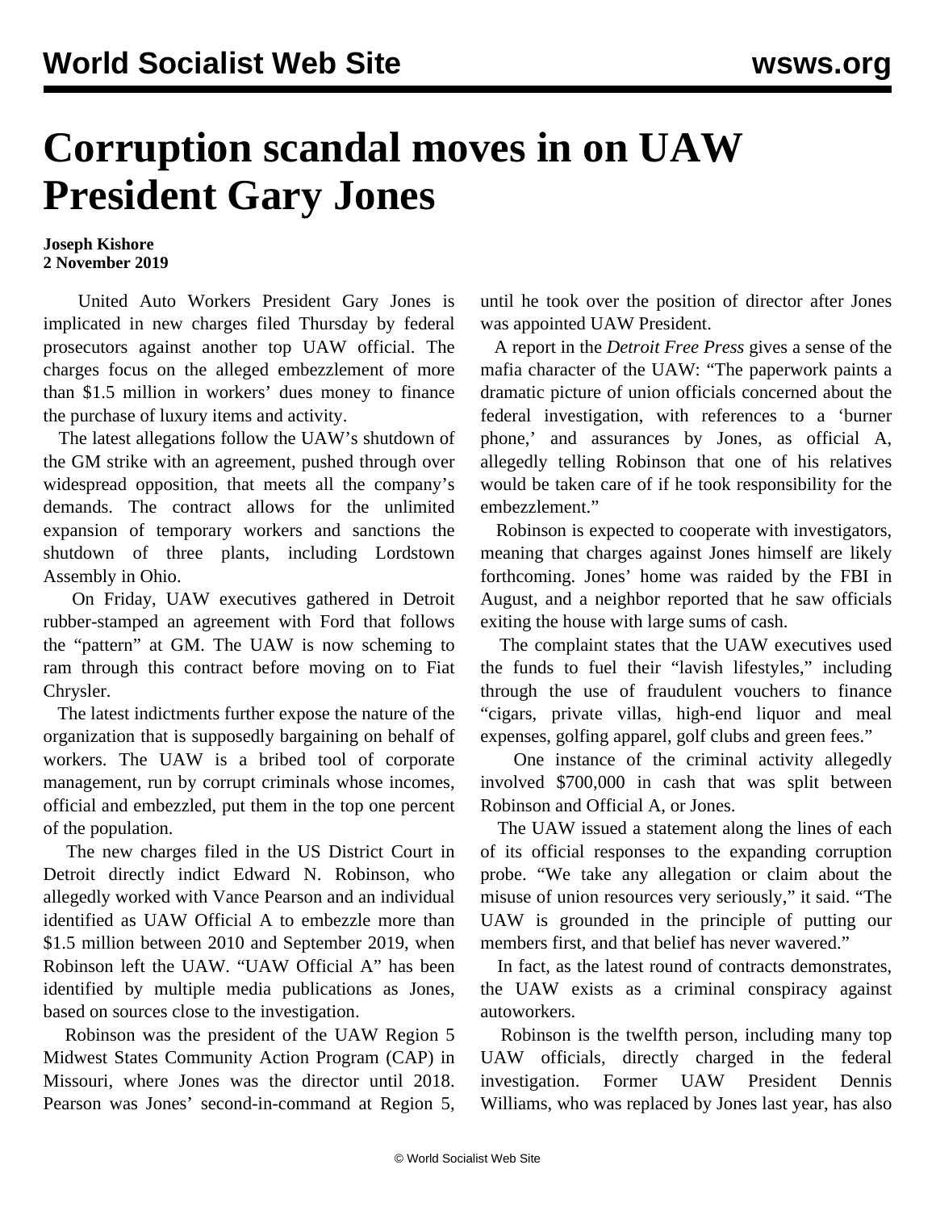# Corruption scandal moves in on UAW President Gary Jones

**Joseph Kishore**
**2 November 2019**

United Auto Workers President Gary Jones is implicated in new charges filed Thursday by federal prosecutors against another top UAW official. The charges focus on the alleged embezzlement of more than $1.5 million in workers' dues money to finance the purchase of luxury items and activity.

The latest allegations follow the UAW's shutdown of the GM strike with an agreement, pushed through over widespread opposition, that meets all the company's demands. The contract allows for the unlimited expansion of temporary workers and sanctions the shutdown of three plants, including Lordstown Assembly in Ohio.

On Friday, UAW executives gathered in Detroit rubber-stamped an agreement with Ford that follows the "pattern" at GM. The UAW is now scheming to ram through this contract before moving on to Fiat Chrysler.

The latest indictments further expose the nature of the organization that is supposedly bargaining on behalf of workers. The UAW is a bribed tool of corporate management, run by corrupt criminals whose incomes, official and embezzled, put them in the top one percent of the population.

The new charges filed in the US District Court in Detroit directly indict Edward N. Robinson, who allegedly worked with Vance Pearson and an individual identified as UAW Official A to embezzle more than $1.5 million between 2010 and September 2019, when Robinson left the UAW. "UAW Official A" has been identified by multiple media publications as Jones, based on sources close to the investigation.

Robinson was the president of the UAW Region 5 Midwest States Community Action Program (CAP) in Missouri, where Jones was the director until 2018. Pearson was Jones' second-in-command at Region 5, until he took over the position of director after Jones was appointed UAW President.

A report in the *Detroit Free Press* gives a sense of the mafia character of the UAW: "The paperwork paints a dramatic picture of union officials concerned about the federal investigation, with references to a 'burner phone,' and assurances by Jones, as official A, allegedly telling Robinson that one of his relatives would be taken care of if he took responsibility for the embezzlement."

Robinson is expected to cooperate with investigators, meaning that charges against Jones himself are likely forthcoming. Jones' home was raided by the FBI in August, and a neighbor reported that he saw officials exiting the house with large sums of cash.

The complaint states that the UAW executives used the funds to fuel their "lavish lifestyles," including through the use of fraudulent vouchers to finance "cigars, private villas, high-end liquor and meal expenses, golfing apparel, golf clubs and green fees."

One instance of the criminal activity allegedly involved $700,000 in cash that was split between Robinson and Official A, or Jones.

The UAW issued a statement along the lines of each of its official responses to the expanding corruption probe. "We take any allegation or claim about the misuse of union resources very seriously," it said. "The UAW is grounded in the principle of putting our members first, and that belief has never wavered."

In fact, as the latest round of contracts demonstrates, the UAW exists as a criminal conspiracy against autoworkers.

Robinson is the twelfth person, including many top UAW officials, directly charged in the federal investigation. Former UAW President Dennis Williams, who was replaced by Jones last year, has also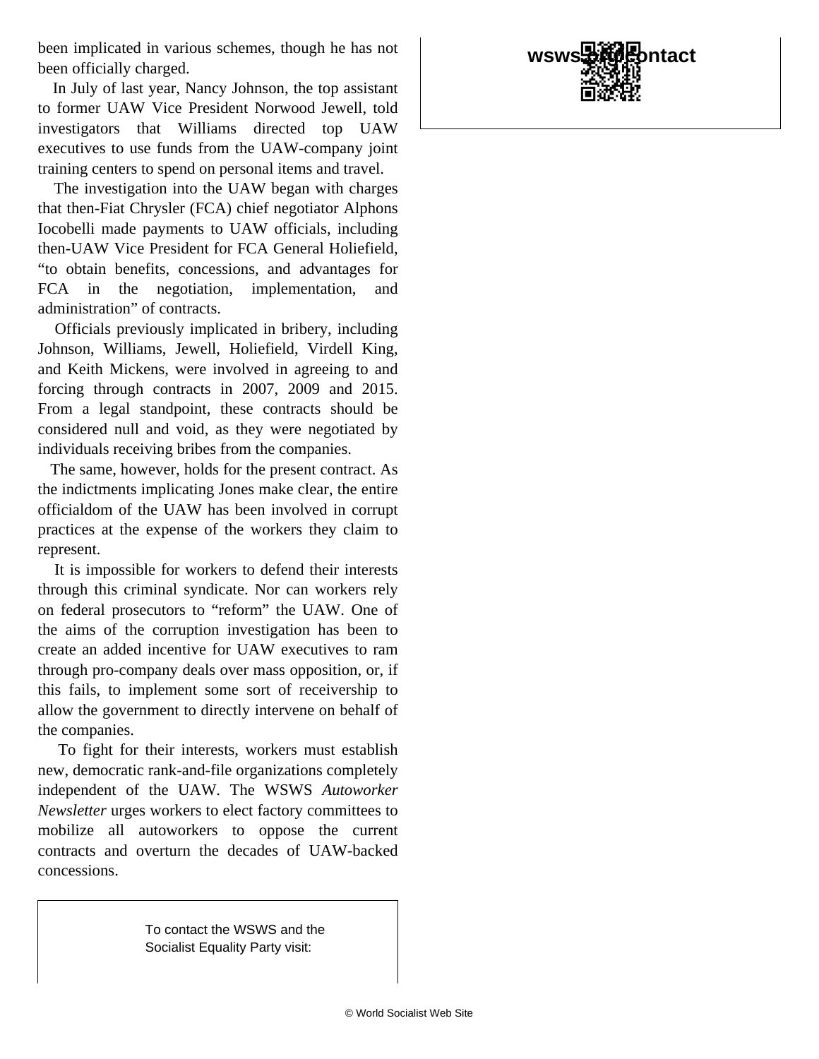been implicated in various schemes, though he has not been officially charged.

In July of last year, Nancy Johnson, the top assistant to former UAW Vice President Norwood Jewell, told investigators that Williams directed top UAW executives to use funds from the UAW-company joint training centers to spend on personal items and travel.

The investigation into the UAW began with charges that then-Fiat Chrysler (FCA) chief negotiator Alphons Iocobelli made payments to UAW officials, including then-UAW Vice President for FCA General Holiefield, "to obtain benefits, concessions, and advantages for FCA in the negotiation, implementation, and administration" of contracts.

Officials previously implicated in bribery, including Johnson, Williams, Jewell, Holiefield, Virdell King, and Keith Mickens, were involved in agreeing to and forcing through contracts in 2007, 2009 and 2015. From a legal standpoint, these contracts should be considered null and void, as they were negotiated by individuals receiving bribes from the companies.

The same, however, holds for the present contract. As the indictments implicating Jones make clear, the entire officialdom of the UAW has been involved in corrupt practices at the expense of the workers they claim to represent.

It is impossible for workers to defend their interests through this criminal syndicate. Nor can workers rely on federal prosecutors to "reform" the UAW. One of the aims of the corruption investigation has been to create an added incentive for UAW executives to ram through pro-company deals over mass opposition, or, if this fails, to implement some sort of receivership to allow the government to directly intervene on behalf of the companies.

To fight for their interests, workers must establish new, democratic rank-and-file organizations completely independent of the UAW. The WSWS *Autoworker Newsletter* urges workers to elect factory committees to mobilize all autoworkers to oppose the current contracts and overturn the decades of UAW-backed concessions.

To contact the WSWS and the Socialist Equality Party visit:

**wsws.org/contact**